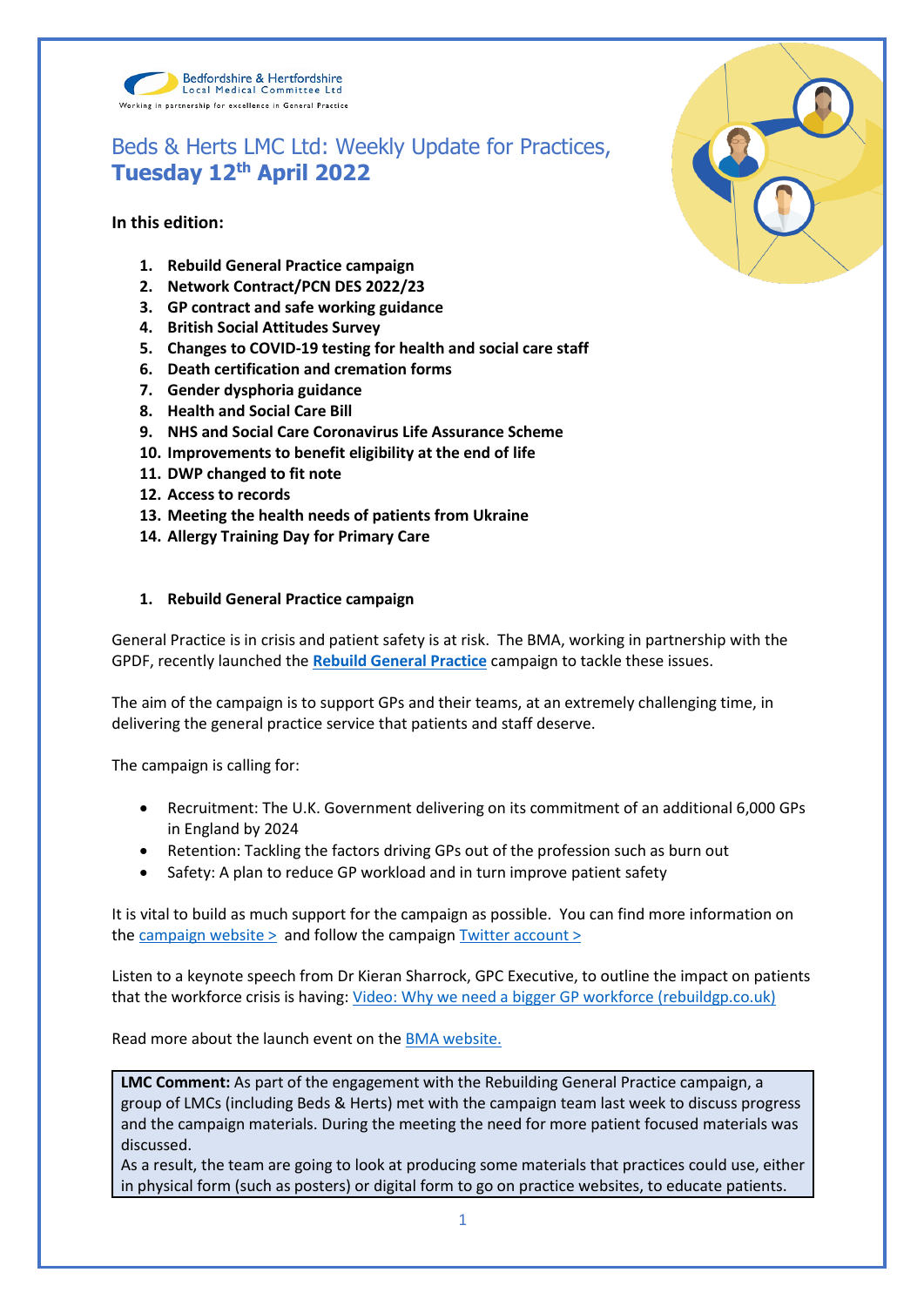Bedfordshire & Hertfordshire Local Medical Committee Ltd

Working in partnership for excellence in General Practice

# Beds & Herts LMC Ltd: Weekly Update for Practices, **Tuesday 12th April 2022**

**In this edition:**

1. **Rebuild General Practice campaign**
2. **Network Contract/PCN DES 2022/23**
3. **GP contract and safe working guidance**
4. **British Social Attitudes Survey**
5. **Changes to COVID-19 testing for health and social care staff**
6. **Death certification and cremation forms**
7. **Gender dysphoria guidance**
8. **Health and Social Care Bill**
9. **NHS and Social Care Coronavirus Life Assurance Scheme**
10. **Improvements to benefit eligibility at the end of life**
11. **DWP changed to fit note**
12. **Access to records**
13. **Meeting the health needs of patients from Ukraine**
14. **Allergy Training Day for Primary Care**

## 1. Rebuild General Practice campaign

General Practice is in crisis and patient safety is at risk. The BMA, working in partnership with the GPDF, recently launched the **Rebuild General Practice** campaign to tackle these issues.

The aim of the campaign is to support GPs and their teams, at an extremely challenging time, in delivering the general practice service that patients and staff deserve.

The campaign is calling for:

- Recruitment: The U.K. Government delivering on its commitment of an additional 6,000 GPs in England by 2024
- Retention: Tackling the factors driving GPs out of the profession such as burn out
- Safety: A plan to reduce GP workload and in turn improve patient safety

It is vital to build as much support for the campaign as possible. You can find more information on the campaign website > and follow the campaign Twitter account >

Listen to a keynote speech from Dr Kieran Sharrock, GPC Executive, to outline the impact on patients that the workforce crisis is having: Video: Why we need a bigger GP workforce (rebuildgp.co.uk)

Read more about the launch event on the BMA website.

> **LMC Comment:** As part of the engagement with the Rebuilding General Practice campaign, a group of LMCs (including Beds & Herts) met with the campaign team last week to discuss progress and the campaign materials. During the meeting the need for more patient focused materials was discussed.
> As a result, the team are going to look at producing some materials that practices could use, either in physical form (such as posters) or digital form to go on practice websites, to educate patients.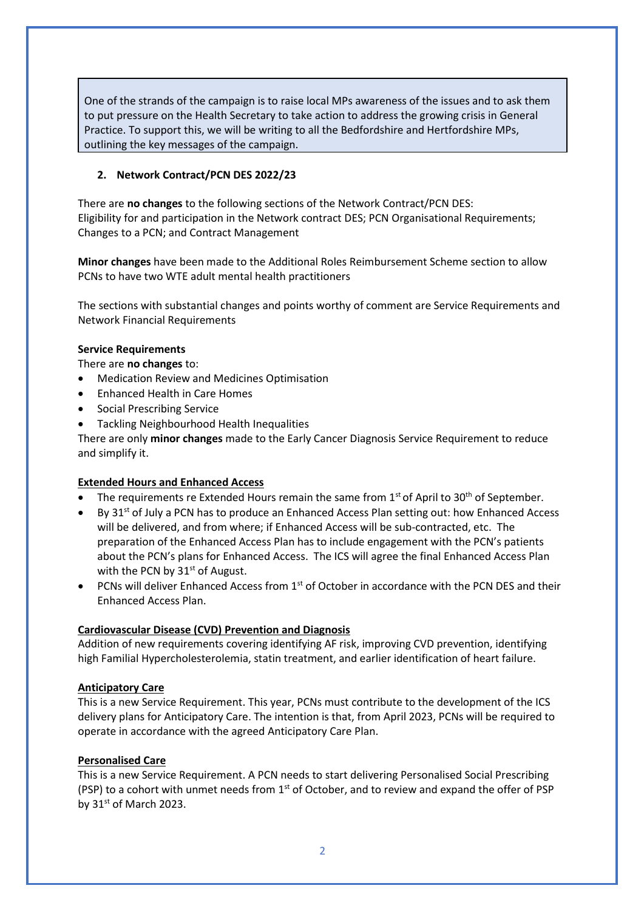One of the strands of the campaign is to raise local MPs awareness of the issues and to ask them to put pressure on the Health Secretary to take action to address the growing crisis in General Practice. To support this, we will be writing to all the Bedfordshire and Hertfordshire MPs, outlining the key messages of the campaign.

## 2. Network Contract/PCN DES 2022/23

There are **no changes** to the following sections of the Network Contract/PCN DES:
Eligibility for and participation in the Network contract DES; PCN Organisational Requirements; Changes to a PCN; and Contract Management

**Minor changes** have been made to the Additional Roles Reimbursement Scheme section to allow PCNs to have two WTE adult mental health practitioners

The sections with substantial changes and points worthy of comment are Service Requirements and Network Financial Requirements

**Service Requirements**

There are **no changes** to:

- Medication Review and Medicines Optimisation
- Enhanced Health in Care Homes
- Social Prescribing Service
- Tackling Neighbourhood Health Inequalities

There are only **minor changes** made to the Early Cancer Diagnosis Service Requirement to reduce and simplify it.

**Extended Hours and Enhanced Access**

- The requirements re Extended Hours remain the same from 1st of April to 30th of September.
- By 31st of July a PCN has to produce an Enhanced Access Plan setting out: how Enhanced Access will be delivered, and from where; if Enhanced Access will be sub-contracted, etc. The preparation of the Enhanced Access Plan has to include engagement with the PCN's patients about the PCN's plans for Enhanced Access. The ICS will agree the final Enhanced Access Plan with the PCN by 31st of August.
- PCNs will deliver Enhanced Access from 1st of October in accordance with the PCN DES and their Enhanced Access Plan.

**Cardiovascular Disease (CVD) Prevention and Diagnosis**

Addition of new requirements covering identifying AF risk, improving CVD prevention, identifying high Familial Hypercholesterolemia, statin treatment, and earlier identification of heart failure.

**Anticipatory Care**

This is a new Service Requirement. This year, PCNs must contribute to the development of the ICS delivery plans for Anticipatory Care. The intention is that, from April 2023, PCNs will be required to operate in accordance with the agreed Anticipatory Care Plan.

**Personalised Care**

This is a new Service Requirement. A PCN needs to start delivering Personalised Social Prescribing (PSP) to a cohort with unmet needs from 1st of October, and to review and expand the offer of PSP by 31st of March 2023.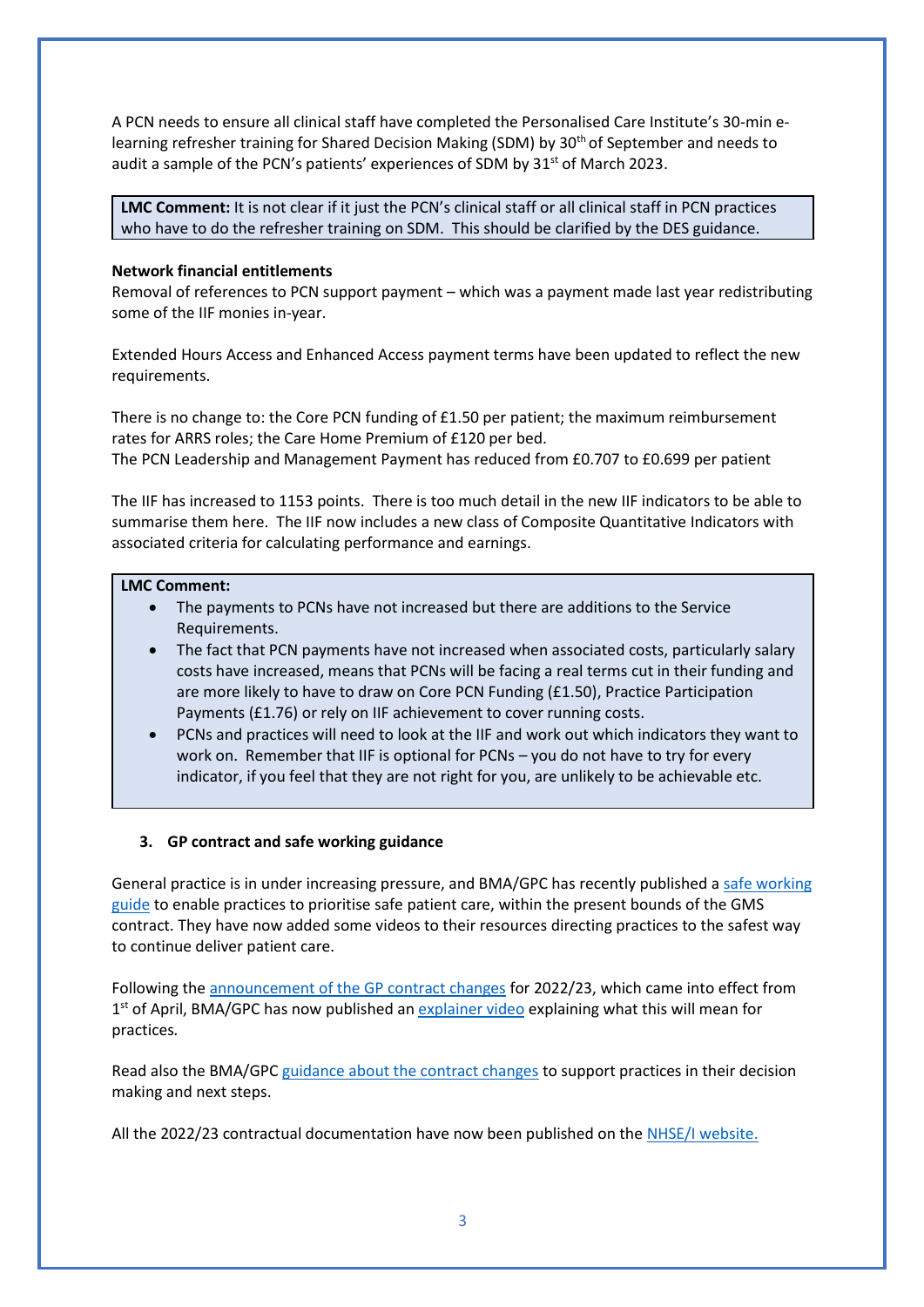A PCN needs to ensure all clinical staff have completed the Personalised Care Institute's 30-min e-learning refresher training for Shared Decision Making (SDM) by 30th of September and needs to audit a sample of the PCN's patients' experiences of SDM by 31st of March 2023.

> **LMC Comment:** It is not clear if it just the PCN's clinical staff or all clinical staff in PCN practices who have to do the refresher training on SDM. This should be clarified by the DES guidance.

**Network financial entitlements**

Removal of references to PCN support payment – which was a payment made last year redistributing some of the IIF monies in-year.

Extended Hours Access and Enhanced Access payment terms have been updated to reflect the new requirements.

There is no change to: the Core PCN funding of £1.50 per patient; the maximum reimbursement rates for ARRS roles; the Care Home Premium of £120 per bed.
The PCN Leadership and Management Payment has reduced from £0.707 to £0.699 per patient

The IIF has increased to 1153 points. There is too much detail in the new IIF indicators to be able to summarise them here. The IIF now includes a new class of Composite Quantitative Indicators with associated criteria for calculating performance and earnings.

> **LMC Comment:**
> - The payments to PCNs have not increased but there are additions to the Service Requirements.
> - The fact that PCN payments have not increased when associated costs, particularly salary costs have increased, means that PCNs will be facing a real terms cut in their funding and are more likely to have to draw on Core PCN Funding (£1.50), Practice Participation Payments (£1.76) or rely on IIF achievement to cover running costs.
> - PCNs and practices will need to look at the IIF and work out which indicators they want to work on. Remember that IIF is optional for PCNs – you do not have to try for every indicator, if you feel that they are not right for you, are unlikely to be achievable etc.

### 3. GP contract and safe working guidance

General practice is in under increasing pressure, and BMA/GPC has recently published a safe working guide to enable practices to prioritise safe patient care, within the present bounds of the GMS contract. They have now added some videos to their resources directing practices to the safest way to continue deliver patient care.

Following the announcement of the GP contract changes for 2022/23, which came into effect from 1st of April, BMA/GPC has now published an explainer video explaining what this will mean for practices.

Read also the BMA/GPC guidance about the contract changes to support practices in their decision making and next steps.

All the 2022/23 contractual documentation have now been published on the NHSE/I website.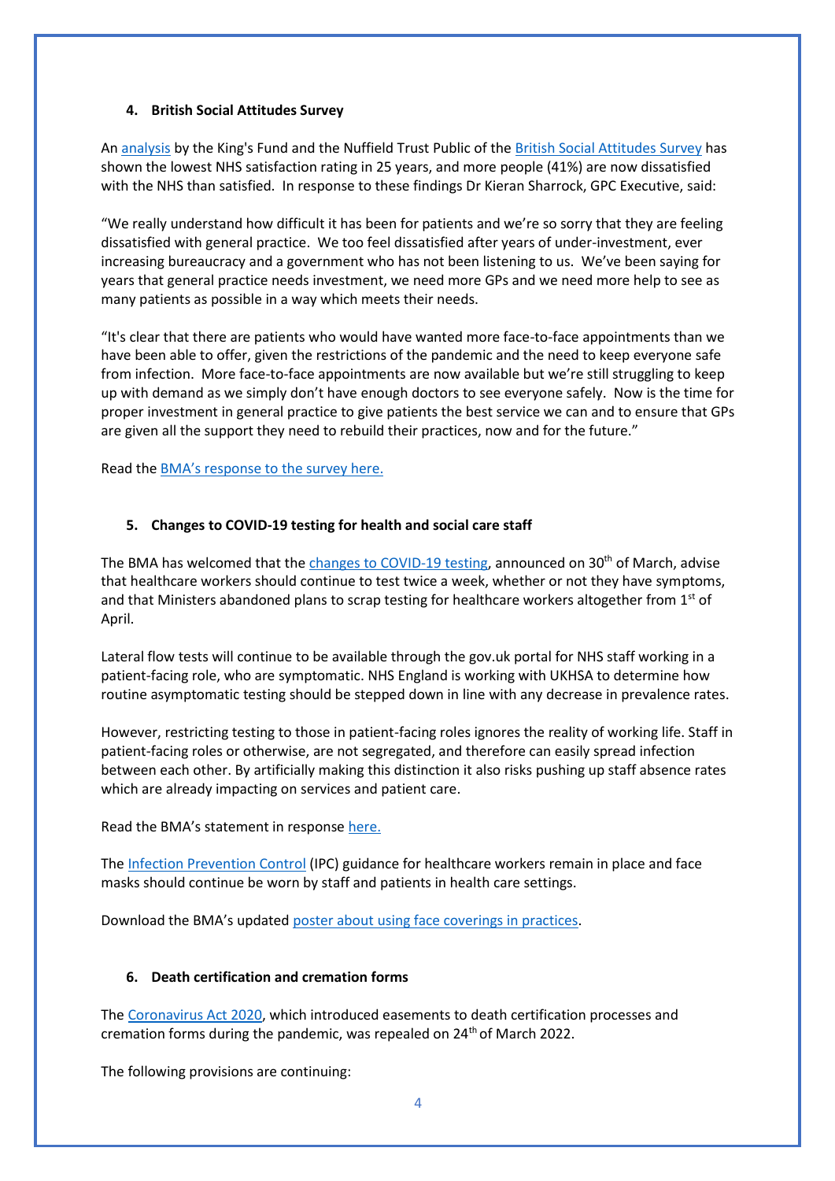#### 4. British Social Attitudes Survey

An analysis by the King's Fund and the Nuffield Trust Public of the British Social Attitudes Survey has shown the lowest NHS satisfaction rating in 25 years, and more people (41%) are now dissatisfied with the NHS than satisfied. In response to these findings Dr Kieran Sharrock, GPC Executive, said:

"We really understand how difficult it has been for patients and we're so sorry that they are feeling dissatisfied with general practice. We too feel dissatisfied after years of under-investment, ever increasing bureaucracy and a government who has not been listening to us. We've been saying for years that general practice needs investment, we need more GPs and we need more help to see as many patients as possible in a way which meets their needs.

"It's clear that there are patients who would have wanted more face-to-face appointments than we have been able to offer, given the restrictions of the pandemic and the need to keep everyone safe from infection. More face-to-face appointments are now available but we're still struggling to keep up with demand as we simply don't have enough doctors to see everyone safely. Now is the time for proper investment in general practice to give patients the best service we can and to ensure that GPs are given all the support they need to rebuild their practices, now and for the future."

Read the BMA's response to the survey here.

#### 5. Changes to COVID-19 testing for health and social care staff

The BMA has welcomed that the changes to COVID-19 testing, announced on 30th of March, advise that healthcare workers should continue to test twice a week, whether or not they have symptoms, and that Ministers abandoned plans to scrap testing for healthcare workers altogether from 1st of April.

Lateral flow tests will continue to be available through the gov.uk portal for NHS staff working in a patient-facing role, who are symptomatic. NHS England is working with UKHSA to determine how routine asymptomatic testing should be stepped down in line with any decrease in prevalence rates.

However, restricting testing to those in patient-facing roles ignores the reality of working life. Staff in patient-facing roles or otherwise, are not segregated, and therefore can easily spread infection between each other. By artificially making this distinction it also risks pushing up staff absence rates which are already impacting on services and patient care.

Read the BMA's statement in response here.

The Infection Prevention Control (IPC) guidance for healthcare workers remain in place and face masks should continue be worn by staff and patients in health care settings.

Download the BMA's updated poster about using face coverings in practices.

#### 6. Death certification and cremation forms

The Coronavirus Act 2020, which introduced easements to death certification processes and cremation forms during the pandemic, was repealed on 24th of March 2022.

The following provisions are continuing: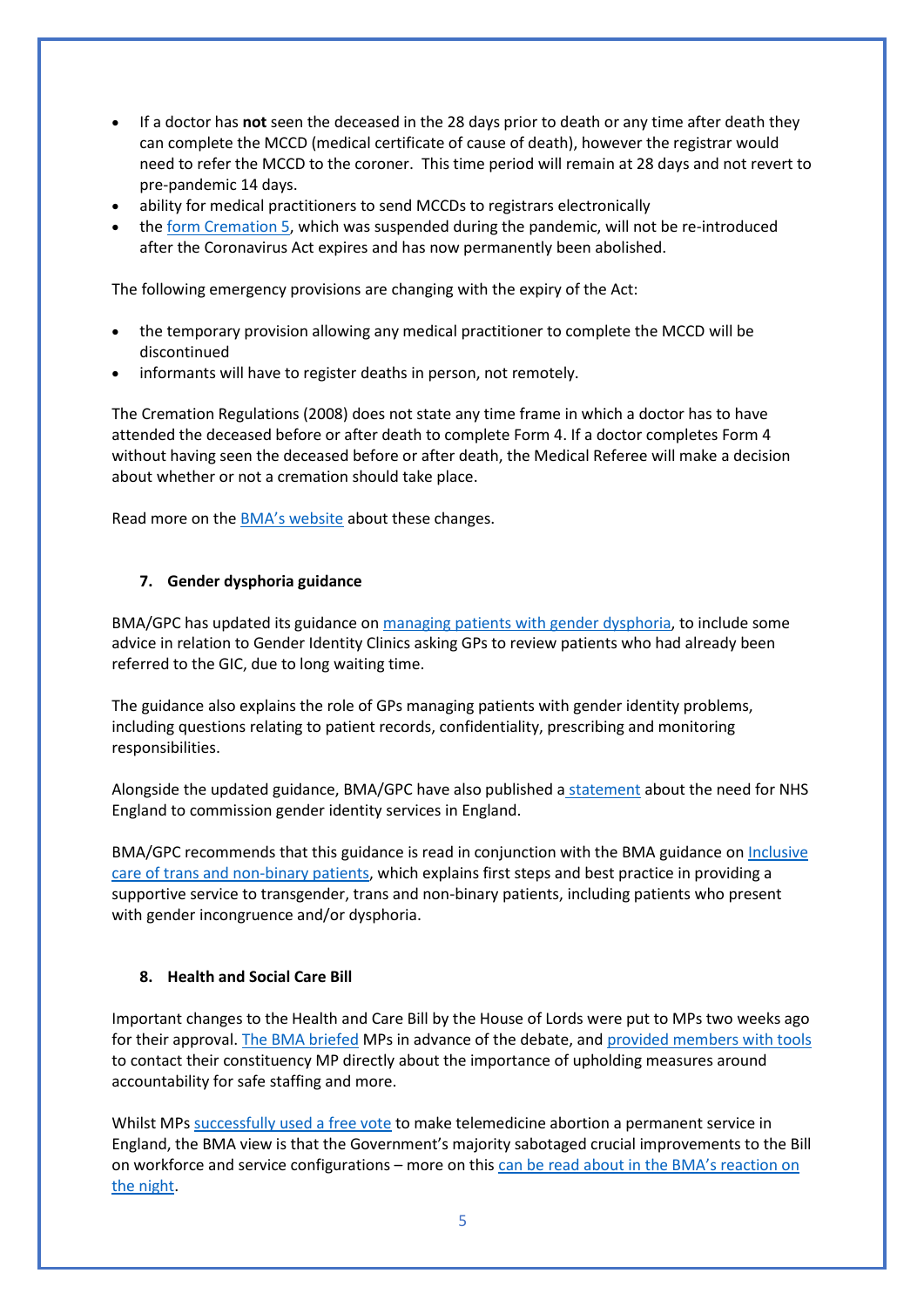- If a doctor has **not** seen the deceased in the 28 days prior to death or any time after death they can complete the MCCD (medical certificate of cause of death), however the registrar would need to refer the MCCD to the coroner. This time period will remain at 28 days and not revert to pre-pandemic 14 days.
- ability for medical practitioners to send MCCDs to registrars electronically
- the form Cremation 5, which was suspended during the pandemic, will not be re-introduced after the Coronavirus Act expires and has now permanently been abolished.

The following emergency provisions are changing with the expiry of the Act:

- the temporary provision allowing any medical practitioner to complete the MCCD will be discontinued
- informants will have to register deaths in person, not remotely.

The Cremation Regulations (2008) does not state any time frame in which a doctor has to have attended the deceased before or after death to complete Form 4. If a doctor completes Form 4 without having seen the deceased before or after death, the Medical Referee will make a decision about whether or not a cremation should take place.

Read more on the BMA's website about these changes.

### 7. Gender dysphoria guidance

BMA/GPC has updated its guidance on managing patients with gender dysphoria, to include some advice in relation to Gender Identity Clinics asking GPs to review patients who had already been referred to the GIC, due to long waiting time.

The guidance also explains the role of GPs managing patients with gender identity problems, including questions relating to patient records, confidentiality, prescribing and monitoring responsibilities.

Alongside the updated guidance, BMA/GPC have also published a statement about the need for NHS England to commission gender identity services in England.

BMA/GPC recommends that this guidance is read in conjunction with the BMA guidance on Inclusive care of trans and non-binary patients, which explains first steps and best practice in providing a supportive service to transgender, trans and non-binary patients, including patients who present with gender incongruence and/or dysphoria.

### 8. Health and Social Care Bill

Important changes to the Health and Care Bill by the House of Lords were put to MPs two weeks ago for their approval. The BMA briefed MPs in advance of the debate, and provided members with tools to contact their constituency MP directly about the importance of upholding measures around accountability for safe staffing and more.

Whilst MPs successfully used a free vote to make telemedicine abortion a permanent service in England, the BMA view is that the Government's majority sabotaged crucial improvements to the Bill on workforce and service configurations – more on this can be read about in the BMA's reaction on the night.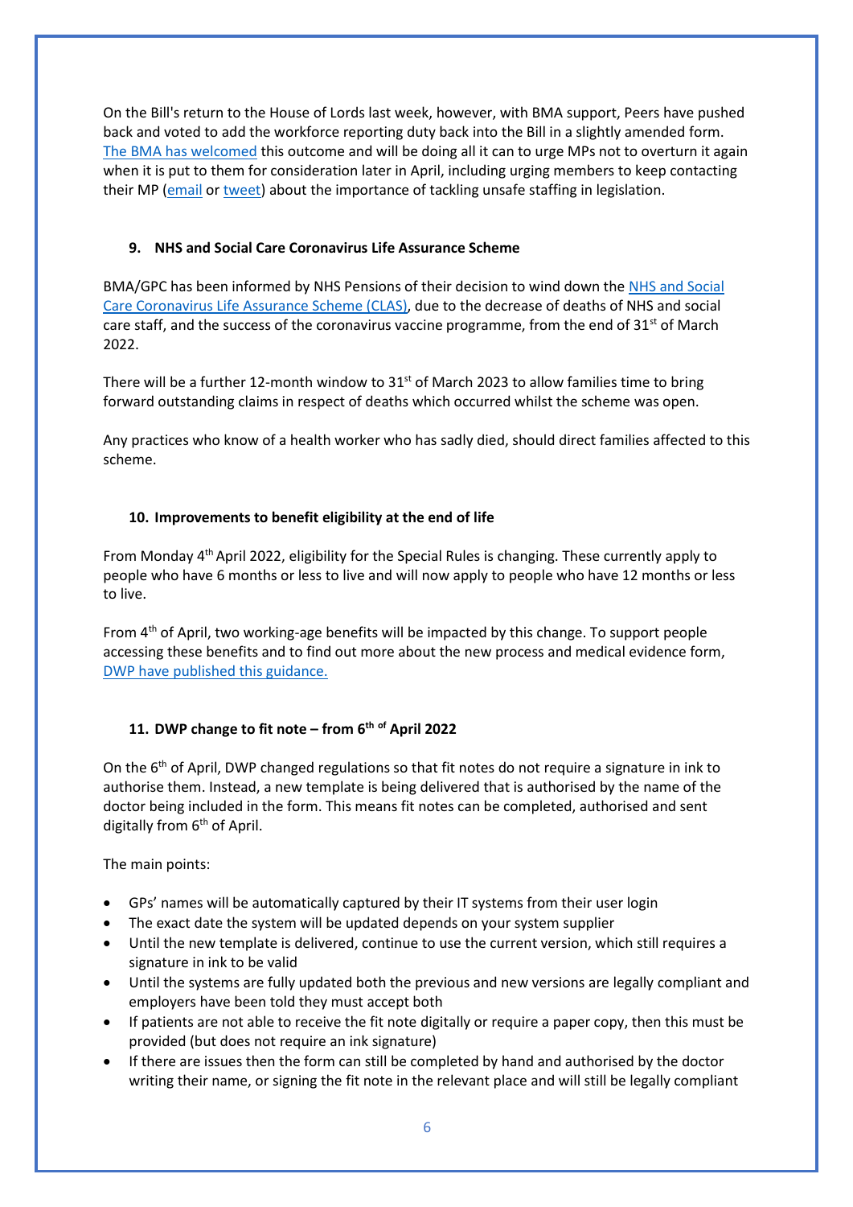On the Bill's return to the House of Lords last week, however, with BMA support, Peers have pushed back and voted to add the workforce reporting duty back into the Bill in a slightly amended form. The BMA has welcomed this outcome and will be doing all it can to urge MPs not to overturn it again when it is put to them for consideration later in April, including urging members to keep contacting their MP (email or tweet) about the importance of tackling unsafe staffing in legislation.

### 9. NHS and Social Care Coronavirus Life Assurance Scheme

BMA/GPC has been informed by NHS Pensions of their decision to wind down the NHS and Social Care Coronavirus Life Assurance Scheme (CLAS), due to the decrease of deaths of NHS and social care staff, and the success of the coronavirus vaccine programme, from the end of 31st of March 2022.

There will be a further 12-month window to 31st of March 2023 to allow families time to bring forward outstanding claims in respect of deaths which occurred whilst the scheme was open.

Any practices who know of a health worker who has sadly died, should direct families affected to this scheme.

### 10. Improvements to benefit eligibility at the end of life

From Monday 4th April 2022, eligibility for the Special Rules is changing. These currently apply to people who have 6 months or less to live and will now apply to people who have 12 months or less to live.

From 4th of April, two working-age benefits will be impacted by this change. To support people accessing these benefits and to find out more about the new process and medical evidence form, DWP have published this guidance.

### 11. DWP change to fit note – from 6th of April 2022

On the 6th of April, DWP changed regulations so that fit notes do not require a signature in ink to authorise them. Instead, a new template is being delivered that is authorised by the name of the doctor being included in the form. This means fit notes can be completed, authorised and sent digitally from 6th of April.

The main points:

- GPs' names will be automatically captured by their IT systems from their user login
- The exact date the system will be updated depends on your system supplier
- Until the new template is delivered, continue to use the current version, which still requires a signature in ink to be valid
- Until the systems are fully updated both the previous and new versions are legally compliant and employers have been told they must accept both
- If patients are not able to receive the fit note digitally or require a paper copy, then this must be provided (but does not require an ink signature)
- If there are issues then the form can still be completed by hand and authorised by the doctor writing their name, or signing the fit note in the relevant place and will still be legally compliant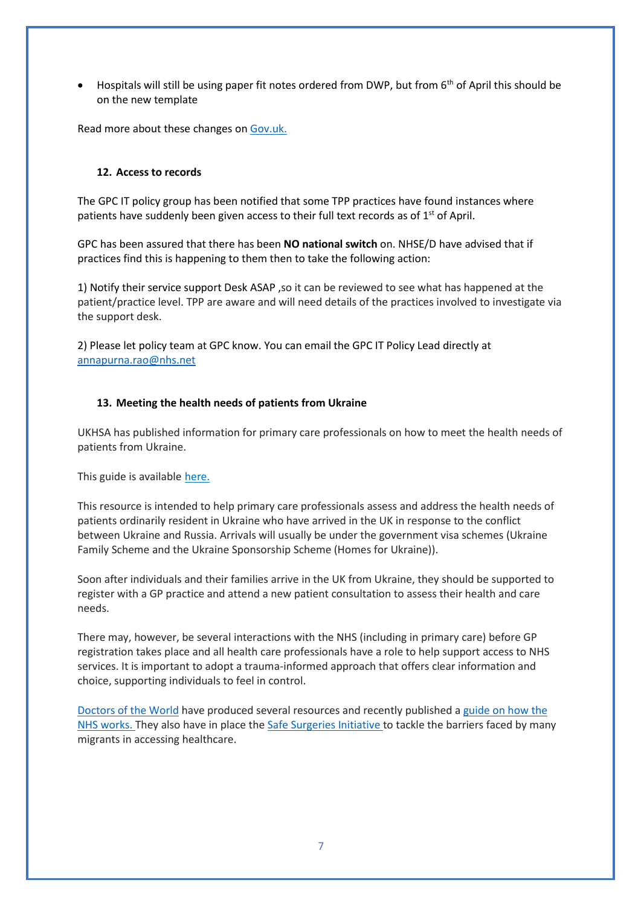- Hospitals will still be using paper fit notes ordered from DWP, but from 6th of April this should be on the new template

Read more about these changes on [Gov.uk.](#)

### 12. Access to records

The GPC IT policy group has been notified that some TPP practices have found instances where patients have suddenly been given access to their full text records as of 1st of April.

GPC has been assured that there has been **NO national switch** on. NHSE/D have advised that if practices find this is happening to them then to take the following action:

1) Notify their service support Desk ASAP ,so it can be reviewed to see what has happened at the patient/practice level. TPP are aware and will need details of the practices involved to investigate via the support desk.

2) Please let policy team at GPC know. You can email the GPC IT Policy Lead directly at annapurna.rao@nhs.net

### 13. Meeting the health needs of patients from Ukraine

UKHSA has published information for primary care professionals on how to meet the health needs of patients from Ukraine.

This guide is available [here.](#)

This resource is intended to help primary care professionals assess and address the health needs of patients ordinarily resident in Ukraine who have arrived in the UK in response to the conflict between Ukraine and Russia. Arrivals will usually be under the government visa schemes (Ukraine Family Scheme and the Ukraine Sponsorship Scheme (Homes for Ukraine)).

Soon after individuals and their families arrive in the UK from Ukraine, they should be supported to register with a GP practice and attend a new patient consultation to assess their health and care needs.

There may, however, be several interactions with the NHS (including in primary care) before GP registration takes place and all health care professionals have a role to help support access to NHS services. It is important to adopt a trauma-informed approach that offers clear information and choice, supporting individuals to feel in control.

[Doctors of the World](#) have produced several resources and recently published a [guide on how the NHS works.](#) They also have in place the [Safe Surgeries Initiative](#) to tackle the barriers faced by many migrants in accessing healthcare.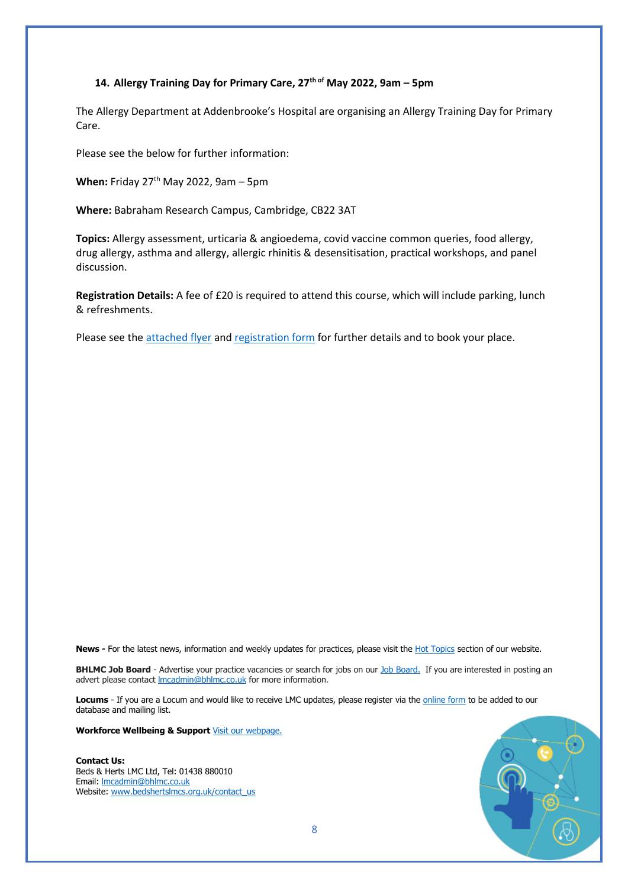### 14. Allergy Training Day for Primary Care, 27th of May 2022, 9am – 5pm

The Allergy Department at Addenbrooke's Hospital are organising an Allergy Training Day for Primary Care.

Please see the below for further information:

**When:** Friday 27th May 2022, 9am – 5pm

**Where:** Babraham Research Campus, Cambridge, CB22 3AT

**Topics:** Allergy assessment, urticaria & angioedema, covid vaccine common queries, food allergy, drug allergy, asthma and allergy, allergic rhinitis & desensitisation, practical workshops, and panel discussion.

**Registration Details:** A fee of £20 is required to attend this course, which will include parking, lunch & refreshments.

Please see the attached flyer and registration form for further details and to book your place.

**News -** For the latest news, information and weekly updates for practices, please visit the Hot Topics section of our website.

**BHLMC Job Board** - Advertise your practice vacancies or search for jobs on our Job Board. If you are interested in posting an advert please contact lmcadmin@bhlmc.co.uk for more information.

**Locums** - If you are a Locum and would like to receive LMC updates, please register via the online form to be added to our database and mailing list.

**Workforce Wellbeing & Support** Visit our webpage.

**Contact Us:**
Beds & Herts LMC Ltd, Tel: 01438 880010
Email: lmcadmin@bhlmc.co.uk
Website: www.bedshertslmcs.org.uk/contact_us